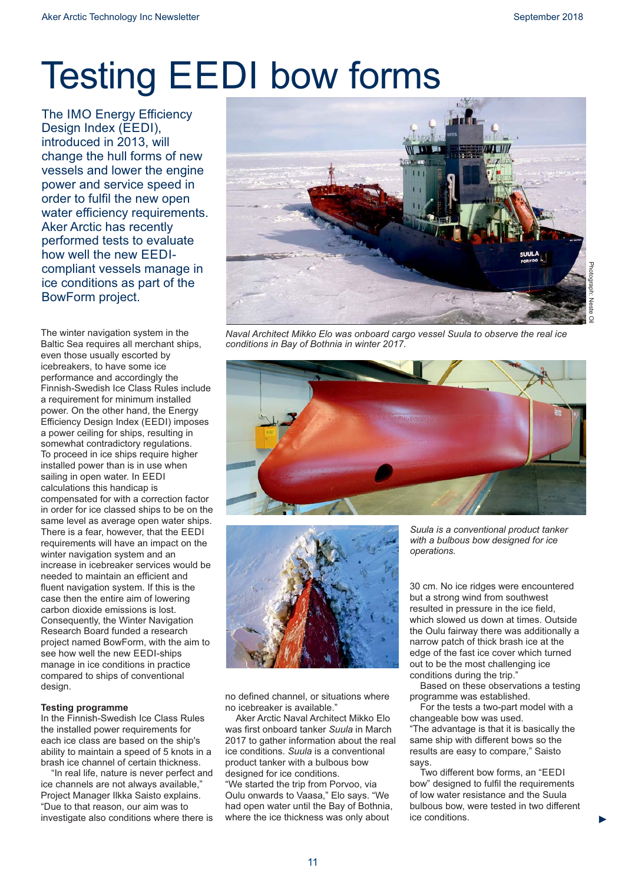# Testing EEDI bow forms

The IMO Energy Efficiency Design Index (EEDI), introduced in 2013, will change the hull forms of new vessels and lower the engine power and service speed in order to fulfil the new open water efficiency requirements. Aker Arctic has recently performed tests to evaluate how well the new EEDI-compliant vessels manage in ice conditions as part of the BowForm project.

*Naval Architect Mikko Elo was onboard cargo vessel Suula to observe the real ice conditions in Bay of Bothnia in winter 2017.*

Photograph: Neste Oil

*Suula is a conventional product tanker with a bulbous bow designed for ice operations.*

The winter navigation system in the Baltic Sea requires all merchant ships, even those usually escorted by icebreakers, to have some ice performance and accordingly the Finnish-Swedish Ice Class Rules include a requirement for minimum installed power. On the other hand, the Energy Efficiency Design Index (EEDI) imposes a power ceiling for ships, resulting in somewhat contradictory regulations. To proceed in ice ships require higher installed power than is in use when sailing in open water. In EEDI calculations this handicap is compensated for with a correction factor in order for ice classed ships to be on the same level as average open water ships. There is a fear, however, that the EEDI requirements will have an impact on the winter navigation system and an increase in icebreaker services would be needed to maintain an efficient and fluent navigation system. If this is the case then the entire aim of lowering carbon dioxide emissions is lost. Consequently, the Winter Navigation Research Board funded a research project named BowForm, with the aim to see how well the new EEDI-ships manage in ice conditions in practice compared to ships of conventional design.

**Testing programme**

In the Finnish-Swedish Ice Class Rules the installed power requirements for each ice class are based on the ship's ability to maintain a speed of 5 knots in a brash ice channel of certain thickness.

"In real life, nature is never perfect and ice channels are not always available," Project Manager Ilkka Saisto explains. "Due to that reason, our aim was to investigate also conditions where there is no defined channel, or situations where no icebreaker is available."

Aker Arctic Naval Architect Mikko Elo was first onboard tanker *Suula* in March 2017 to gather information about the real ice conditions. *Suula* is a conventional product tanker with a bulbous bow designed for ice conditions.

"We started the trip from Porvoo, via Oulu onwards to Vaasa," Elo says. "We had open water until the Bay of Bothnia, where the ice thickness was only about 30 cm. No ice ridges were encountered but a strong wind from southwest resulted in pressure in the ice field, which slowed us down at times. Outside the Oulu fairway there was additionally a narrow patch of thick brash ice at the edge of the fast ice cover which turned out to be the most challenging ice conditions during the trip."

Based on these observations a testing programme was established.

For the tests a two-part model with a changeable bow was used.

"The advantage is that it is basically the same ship with different bows so the results are easy to compare," Saisto says.

Two different bow forms, an "EEDI bow" designed to fulfil the requirements of low water resistance and the Suula bulbous bow, were tested in two different ice conditions.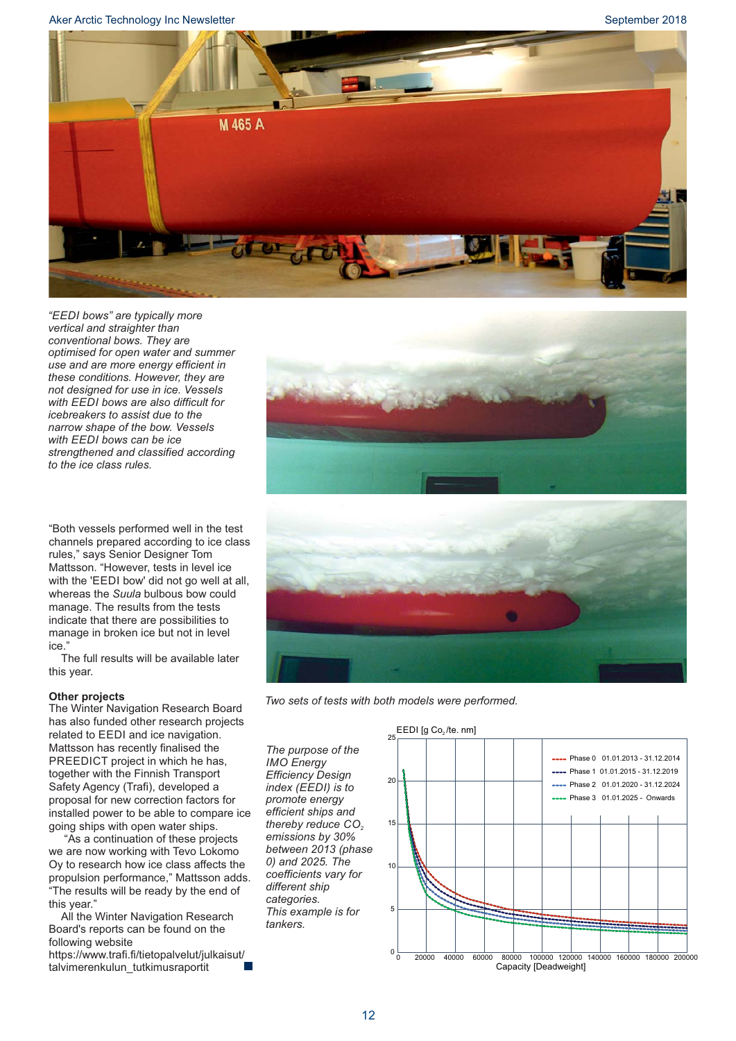*"EEDI bows" are typically more vertical and straighter than conventional bows. They are optimised for open water and summer use and are more energy efficient in these conditions. However, they are not designed for use in ice. Vessels with EEDI bows are also difficult for icebreakers to assist due to the narrow shape of the bow. Vessels with EEDI bows can be ice strengthened and classified according to the ice class rules.*

"Both vessels performed well in the test channels prepared according to ice class rules," says Senior Designer Tom Mattsson. "However, tests in level ice with the 'EEDI bow' did not go well at all, whereas the *Suula* bulbous bow could manage. The results from the tests indicate that there are possibilities to manage in broken ice but not in level ice."

The full results will be available later this year.

*Two sets of tests with both models were performed.*

### Other projects

The Winter Navigation Research Board has also funded other research projects related to EEDI and ice navigation. Mattsson has recently finalised the PREEDICT project in which he has, together with the Finnish Transport Safety Agency (Trafi), developed a proposal for new correction factors for installed power to be able to compare ice going ships with open water ships.

"As a continuation of these projects we are now working with Tevo Lokomo Oy to research how ice class affects the propulsion performance," Mattsson adds. "The results will be ready by the end of this year."

All the Winter Navigation Research Board's reports can be found on the following website https://www.trafi.fi/tietopalvelut/julkaisut/talvimerenkulun_tutkimusraportit

*The purpose of the IMO Energy Efficiency Design index (EEDI) is to promote energy efficient ships and thereby reduce $CO_2$ emissions by 30% between 2013 (phase 0) and 2025. The coefficients vary for different ship categories. This example is for tankers.*

EEDI [g $Co_2$/te. nm]

25
20
15
10
5
0

Phase 0 01.01.2013 - 31.12.2014
Phase 1 01.01.2015 - 31.12.2019
Phase 2 01.01.2020 - 31.12.2024
Phase 3 01.01.2025 - Onwards

0 20000 40000 60000 80000 100000 120000 140000 160000 180000 200000

Capacity [Deadweight]